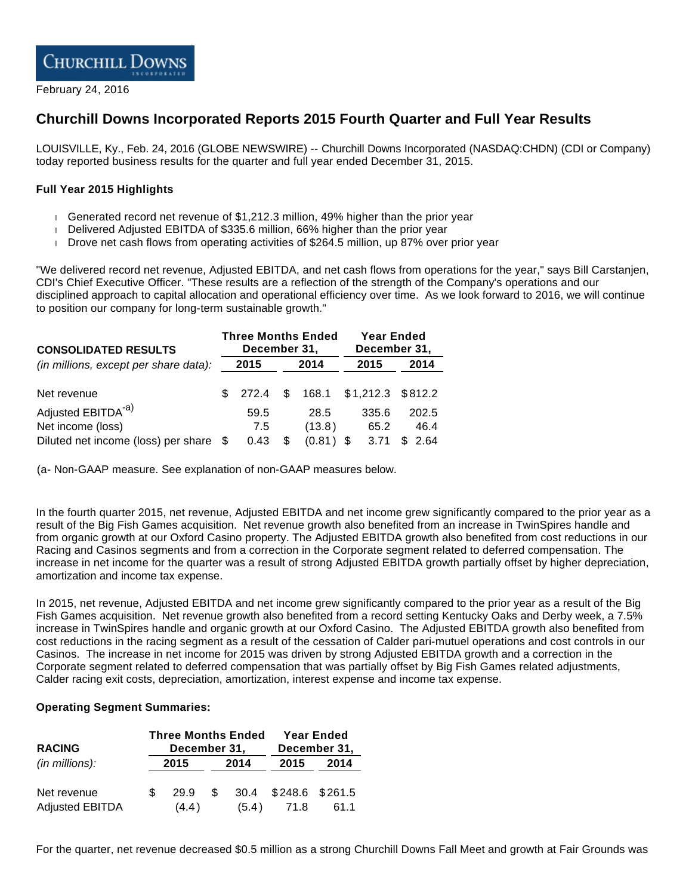**CHURCHILL DOWNS INCORPORATED**

February 24, 2016

# Churchill Downs Incorporated Reports 2015 Fourth Quarter and Full Year Results

LOUISVILLE, Ky., Feb. 24, 2016 (GLOBE NEWSWIRE) -- Churchill Downs Incorporated (NASDAQ:CHDN) (CDI or Company) today reported business results for the quarter and full year ended December 31, 2015.

**Full Year 2015 Highlights**

- Generated record net revenue of $1,212.3 million, 49% higher than the prior year
- Delivered Adjusted EBITDA of $335.6 million, 66% higher than the prior year
- Drove net cash flows from operating activities of $264.5 million, up 87% over prior year

"We delivered record net revenue, Adjusted EBITDA, and net cash flows from operations for the year," says Bill Carstanjen, CDI's Chief Executive Officer. "These results are a reflection of the strength of the Company's operations and our disciplined approach to capital allocation and operational efficiency over time. As we look forward to 2016, we will continue to position our company for long-term sustainable growth."

| **CONSOLIDATED RESULTS** | **Three Months Ended December 31,** | | **Year Ended December 31,** | |
|---|---|---|---|---|
| *(in millions, except per share data):* | **2015** | **2014** | **2015** | **2014** |
| Net revenue | $ 272.4 | $ 168.1 | $1,212.3 | $812.2 |
| Adjusted EBITDA[a)] | 59.5 | 28.5 | 335.6 | 202.5 |
| Net income (loss) | 7.5 | (13.8) | 65.2 | 46.4 |
| Diluted net income (loss) per share | $ 0.43 | $ (0.81) | $ 3.71 | $ 2.64 |

(a- Non-GAAP measure. See explanation of non-GAAP measures below.

In the fourth quarter 2015, net revenue, Adjusted EBITDA and net income grew significantly compared to the prior year as a result of the Big Fish Games acquisition. Net revenue growth also benefited from an increase in TwinSpires handle and from organic growth at our Oxford Casino property. The Adjusted EBITDA growth also benefited from cost reductions in our Racing and Casinos segments and from a correction in the Corporate segment related to deferred compensation. The increase in net income for the quarter was a result of strong Adjusted EBITDA growth partially offset by higher depreciation, amortization and income tax expense.

In 2015, net revenue, Adjusted EBITDA and net income grew significantly compared to the prior year as a result of the Big Fish Games acquisition. Net revenue growth also benefited from a record setting Kentucky Oaks and Derby week, a 7.5% increase in TwinSpires handle and organic growth at our Oxford Casino. The Adjusted EBITDA growth also benefited from cost reductions in the racing segment as a result of the cessation of Calder pari-mutuel operations and cost controls in our Casinos. The increase in net income for 2015 was driven by strong Adjusted EBITDA growth and a correction in the Corporate segment related to deferred compensation that was partially offset by Big Fish Games related adjustments, Calder racing exit costs, depreciation, amortization, interest expense and income tax expense.

**Operating Segment Summaries:**

| **RACING** | **Three Months Ended December 31,** | | **Year Ended December 31,** | |
|---|---|---|---|---|
| *(in millions):* | **2015** | **2014** | **2015** | **2014** |
| Net revenue | $ 29.9 | $ 30.4 | $248.6 | $261.5 |
| Adjusted EBITDA | (4.4) | (5.4) | 71.8 | 61.1 |

For the quarter, net revenue decreased $0.5 million as a strong Churchill Downs Fall Meet and growth at Fair Grounds was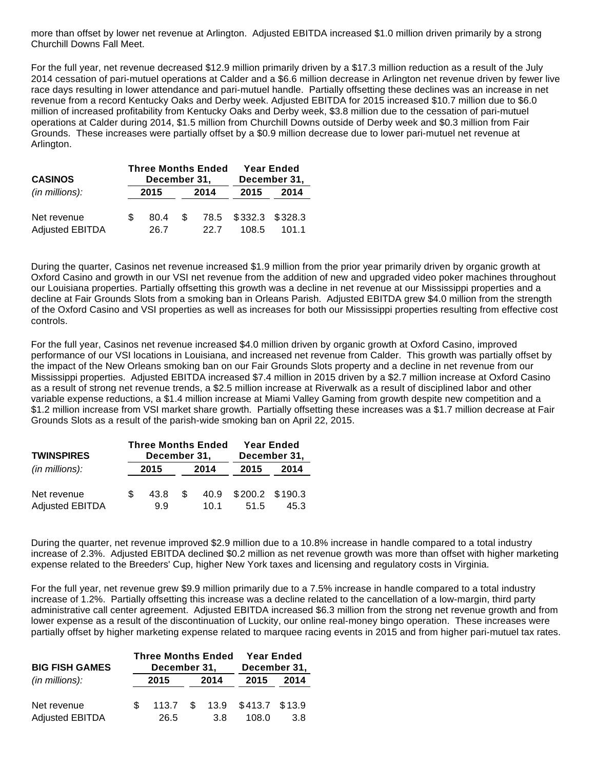more than offset by lower net revenue at Arlington. Adjusted EBITDA increased $1.0 million driven primarily by a strong Churchill Downs Fall Meet.

For the full year, net revenue decreased $12.9 million primarily driven by a $17.3 million reduction as a result of the July 2014 cessation of pari-mutuel operations at Calder and a $6.6 million decrease in Arlington net revenue driven by fewer live race days resulting in lower attendance and pari-mutuel handle. Partially offsetting these declines was an increase in net revenue from a record Kentucky Oaks and Derby week. Adjusted EBITDA for 2015 increased $10.7 million due to $6.0 million of increased profitability from Kentucky Oaks and Derby week, $3.8 million due to the cessation of pari-mutuel operations at Calder during 2014, $1.5 million from Churchill Downs outside of Derby week and $0.3 million from Fair Grounds. These increases were partially offset by a $0.9 million decrease due to lower pari-mutuel net revenue at Arlington.

| **CASINOS** | **Three Months Ended December 31,** | | **Year Ended December 31,** | |
|---|---|---|---|---|
| *(in millions):* | **2015** | **2014** | **2015** | **2014** |
| Net revenue | $ 80.4 | $ 78.5 | $332.3 | $328.3 |
| Adjusted EBITDA | 26.7 | 22.7 | 108.5 | 101.1 |

During the quarter, Casinos net revenue increased $1.9 million from the prior year primarily driven by organic growth at Oxford Casino and growth in our VSI net revenue from the addition of new and upgraded video poker machines throughout our Louisiana properties. Partially offsetting this growth was a decline in net revenue at our Mississippi properties and a decline at Fair Grounds Slots from a smoking ban in Orleans Parish. Adjusted EBITDA grew $4.0 million from the strength of the Oxford Casino and VSI properties as well as increases for both our Mississippi properties resulting from effective cost controls.

For the full year, Casinos net revenue increased $4.0 million driven by organic growth at Oxford Casino, improved performance of our VSI locations in Louisiana, and increased net revenue from Calder. This growth was partially offset by the impact of the New Orleans smoking ban on our Fair Grounds Slots property and a decline in net revenue from our Mississippi properties. Adjusted EBITDA increased $7.4 million in 2015 driven by a $2.7 million increase at Oxford Casino as a result of strong net revenue trends, a $2.5 million increase at Riverwalk as a result of disciplined labor and other variable expense reductions, a $1.4 million increase at Miami Valley Gaming from growth despite new competition and a $1.2 million increase from VSI market share growth. Partially offsetting these increases was a $1.7 million decrease at Fair Grounds Slots as a result of the parish-wide smoking ban on April 22, 2015.

| **TWINSPIRES** | **Three Months Ended December 31,** | | **Year Ended December 31,** | |
|---|---|---|---|---|
| *(in millions):* | **2015** | **2014** | **2015** | **2014** |
| Net revenue | $ 43.8 | $ 40.9 | $200.2 | $190.3 |
| Adjusted EBITDA | 9.9 | 10.1 | 51.5 | 45.3 |

During the quarter, net revenue improved $2.9 million due to a 10.8% increase in handle compared to a total industry increase of 2.3%. Adjusted EBITDA declined $0.2 million as net revenue growth was more than offset with higher marketing expense related to the Breeders' Cup, higher New York taxes and licensing and regulatory costs in Virginia.

For the full year, net revenue grew $9.9 million primarily due to a 7.5% increase in handle compared to a total industry increase of 1.2%. Partially offsetting this increase was a decline related to the cancellation of a low-margin, third party administrative call center agreement. Adjusted EBITDA increased $6.3 million from the strong net revenue growth and from lower expense as a result of the discontinuation of Luckity, our online real-money bingo operation. These increases were partially offset by higher marketing expense related to marquee racing events in 2015 and from higher pari-mutuel tax rates.

| **BIG FISH GAMES** | **Three Months Ended December 31,** | | **Year Ended December 31,** | |
|---|---|---|---|---|
| *(in millions):* | **2015** | **2014** | **2015** | **2014** |
| Net revenue | $ 113.7 | $ 13.9 | $413.7 | $13.9 |
| Adjusted EBITDA | 26.5 | 3.8 | 108.0 | 3.8 |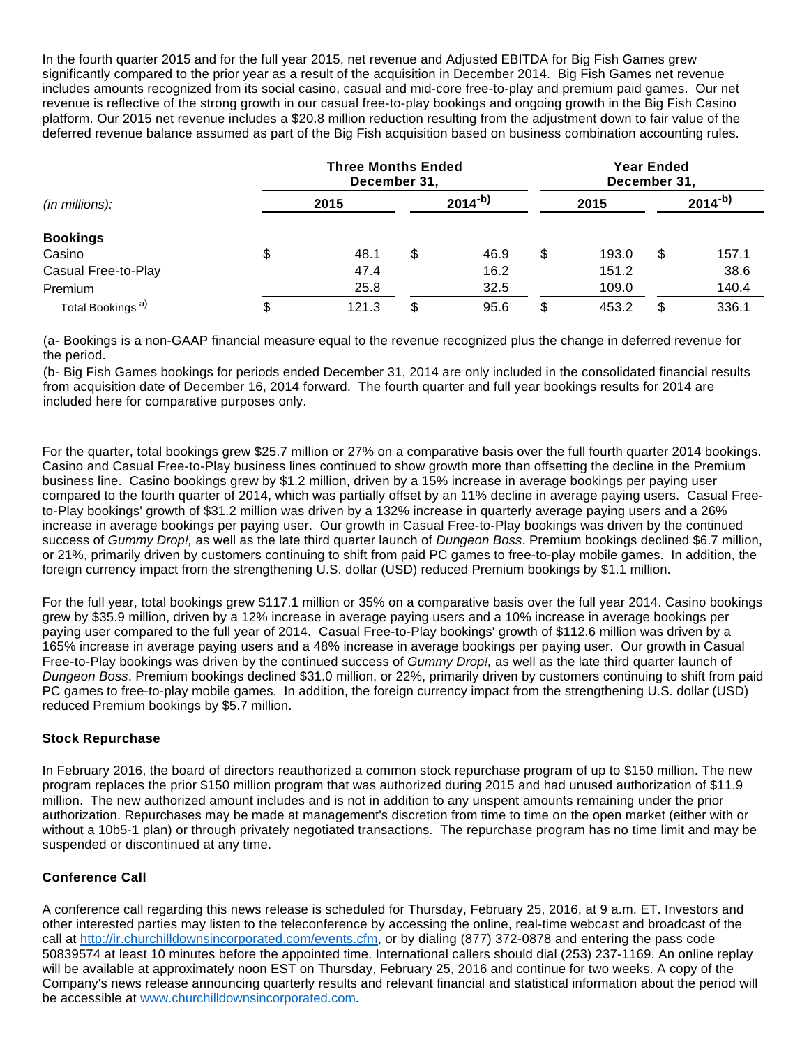In the fourth quarter 2015 and for the full year 2015, net revenue and Adjusted EBITDA for Big Fish Games grew significantly compared to the prior year as a result of the acquisition in December 2014. Big Fish Games net revenue includes amounts recognized from its social casino, casual and mid-core free-to-play and premium paid games. Our net revenue is reflective of the strong growth in our casual free-to-play bookings and ongoing growth in the Big Fish Casino platform. Our 2015 net revenue includes a $20.8 million reduction resulting from the adjustment down to fair value of the deferred revenue balance assumed as part of the Big Fish acquisition based on business combination accounting rules.

| *(in millions):* | Three Months Ended December 31, | | Year Ended December 31, | |
|---|---|---|---|---|
| | 2015 | 2014[-b)] | 2015 | 2014[-b)] |
| **Bookings** | | | | |
| Casino | $ 48.1 | $ 46.9 | $ 193.0 | $ 157.1 |
| Casual Free-to-Play | 47.4 | 16.2 | 151.2 | 38.6 |
| Premium | 25.8 | 32.5 | 109.0 | 140.4 |
| Total Bookings[-a)] | $ 121.3 | $ 95.6 | $ 453.2 | $ 336.1 |

(a- Bookings is a non-GAAP financial measure equal to the revenue recognized plus the change in deferred revenue for the period.

(b- Big Fish Games bookings for periods ended December 31, 2014 are only included in the consolidated financial results from acquisition date of December 16, 2014 forward. The fourth quarter and full year bookings results for 2014 are included here for comparative purposes only.

For the quarter, total bookings grew $25.7 million or 27% on a comparative basis over the full fourth quarter 2014 bookings. Casino and Casual Free-to-Play business lines continued to show growth more than offsetting the decline in the Premium business line. Casino bookings grew by $1.2 million, driven by a 15% increase in average bookings per paying user compared to the fourth quarter of 2014, which was partially offset by an 11% decline in average paying users. Casual Free-to-Play bookings' growth of $31.2 million was driven by a 132% increase in quarterly average paying users and a 26% increase in average bookings per paying user. Our growth in Casual Free-to-Play bookings was driven by the continued success of *Gummy Drop!,* as well as the late third quarter launch of *Dungeon Boss*. Premium bookings declined $6.7 million, or 21%, primarily driven by customers continuing to shift from paid PC games to free-to-play mobile games. In addition, the foreign currency impact from the strengthening U.S. dollar (USD) reduced Premium bookings by $1.1 million.

For the full year, total bookings grew $117.1 million or 35% on a comparative basis over the full year 2014. Casino bookings grew by $35.9 million, driven by a 12% increase in average paying users and a 10% increase in average bookings per paying user compared to the full year of 2014. Casual Free-to-Play bookings' growth of $112.6 million was driven by a 165% increase in average paying users and a 48% increase in average bookings per paying user. Our growth in Casual Free-to-Play bookings was driven by the continued success of *Gummy Drop!,* as well as the late third quarter launch of *Dungeon Boss*. Premium bookings declined $31.0 million, or 22%, primarily driven by customers continuing to shift from paid PC games to free-to-play mobile games. In addition, the foreign currency impact from the strengthening U.S. dollar (USD) reduced Premium bookings by $5.7 million.

### Stock Repurchase

In February 2016, the board of directors reauthorized a common stock repurchase program of up to $150 million. The new program replaces the prior $150 million program that was authorized during 2015 and had unused authorization of $11.9 million. The new authorized amount includes and is not in addition to any unspent amounts remaining under the prior authorization. Repurchases may be made at management's discretion from time to time on the open market (either with or without a 10b5-1 plan) or through privately negotiated transactions. The repurchase program has no time limit and may be suspended or discontinued at any time.

### Conference Call

A conference call regarding this news release is scheduled for Thursday, February 25, 2016, at 9 a.m. ET. Investors and other interested parties may listen to the teleconference by accessing the online, real-time webcast and broadcast of the call at http://ir.churchilldownsincorporated.com/events.cfm, or by dialing (877) 372-0878 and entering the pass code 50839574 at least 10 minutes before the appointed time. International callers should dial (253) 237-1169. An online replay will be available at approximately noon EST on Thursday, February 25, 2016 and continue for two weeks. A copy of the Company's news release announcing quarterly results and relevant financial and statistical information about the period will be accessible at www.churchilldownsincorporated.com.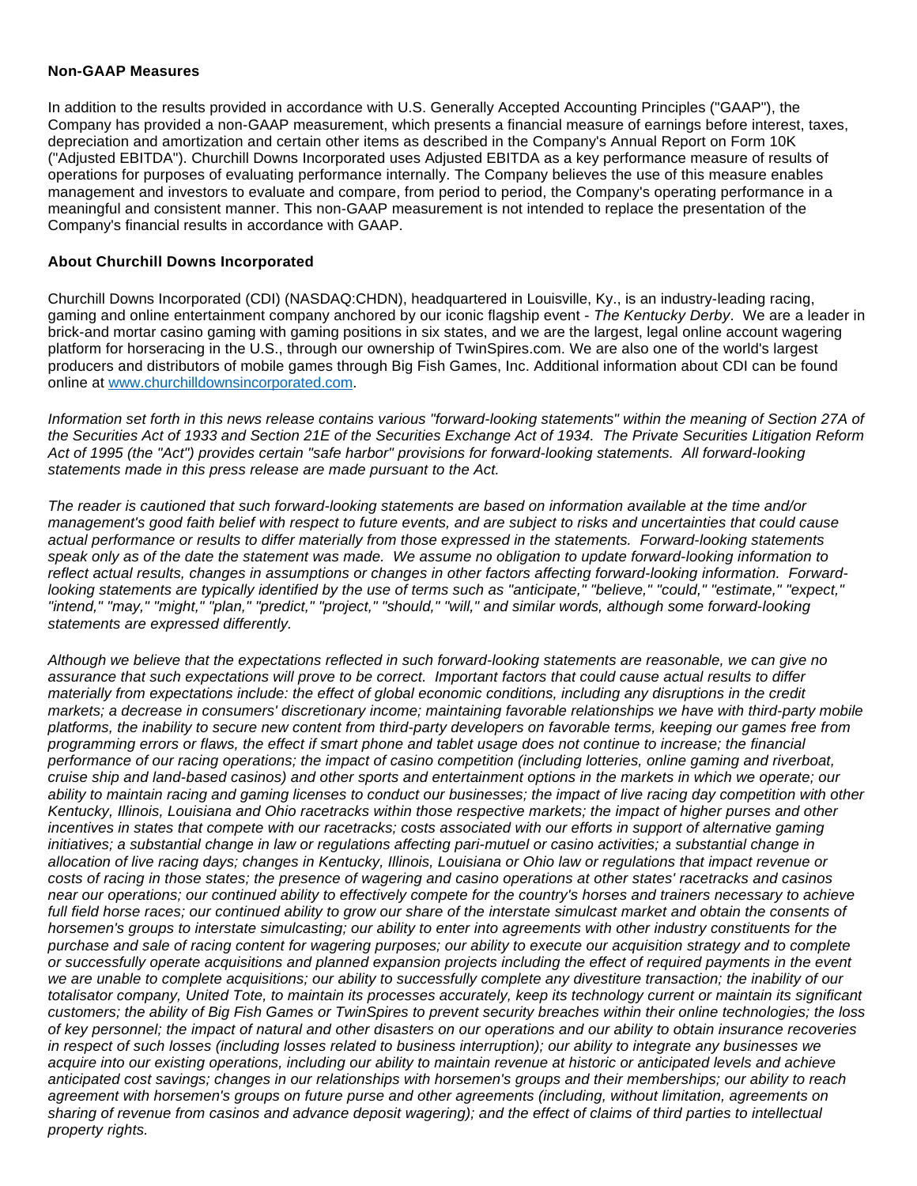**Non-GAAP Measures**

In addition to the results provided in accordance with U.S. Generally Accepted Accounting Principles ("GAAP"), the Company has provided a non-GAAP measurement, which presents a financial measure of earnings before interest, taxes, depreciation and amortization and certain other items as described in the Company's Annual Report on Form 10K ("Adjusted EBITDA"). Churchill Downs Incorporated uses Adjusted EBITDA as a key performance measure of results of operations for purposes of evaluating performance internally. The Company believes the use of this measure enables management and investors to evaluate and compare, from period to period, the Company's operating performance in a meaningful and consistent manner. This non-GAAP measurement is not intended to replace the presentation of the Company's financial results in accordance with GAAP.

**About Churchill Downs Incorporated**

Churchill Downs Incorporated (CDI) (NASDAQ:CHDN), headquartered in Louisville, Ky., is an industry-leading racing, gaming and online entertainment company anchored by our iconic flagship event - *The Kentucky Derby*. We are a leader in brick-and mortar casino gaming with gaming positions in six states, and we are the largest, legal online account wagering platform for horseracing in the U.S., through our ownership of TwinSpires.com. We are also one of the world's largest producers and distributors of mobile games through Big Fish Games, Inc. Additional information about CDI can be found online at [www.churchilldownsincorporated.com](http://www.churchilldownsincorporated.com).

*Information set forth in this news release contains various "forward-looking statements" within the meaning of Section 27A of the Securities Act of 1933 and Section 21E of the Securities Exchange Act of 1934. The Private Securities Litigation Reform Act of 1995 (the "Act") provides certain "safe harbor" provisions for forward-looking statements. All forward-looking statements made in this press release are made pursuant to the Act.*

*The reader is cautioned that such forward-looking statements are based on information available at the time and/or management's good faith belief with respect to future events, and are subject to risks and uncertainties that could cause actual performance or results to differ materially from those expressed in the statements. Forward-looking statements speak only as of the date the statement was made. We assume no obligation to update forward-looking information to reflect actual results, changes in assumptions or changes in other factors affecting forward-looking information. Forward-looking statements are typically identified by the use of terms such as "anticipate," "believe," "could," "estimate," "expect," "intend," "may," "might," "plan," "predict," "project," "should," "will," and similar words, although some forward-looking statements are expressed differently.*

*Although we believe that the expectations reflected in such forward-looking statements are reasonable, we can give no assurance that such expectations will prove to be correct. Important factors that could cause actual results to differ materially from expectations include: the effect of global economic conditions, including any disruptions in the credit markets; a decrease in consumers' discretionary income; maintaining favorable relationships we have with third-party mobile platforms, the inability to secure new content from third-party developers on favorable terms, keeping our games free from programming errors or flaws, the effect if smart phone and tablet usage does not continue to increase; the financial performance of our racing operations; the impact of casino competition (including lotteries, online gaming and riverboat, cruise ship and land-based casinos) and other sports and entertainment options in the markets in which we operate; our ability to maintain racing and gaming licenses to conduct our businesses; the impact of live racing day competition with other Kentucky, Illinois, Louisiana and Ohio racetracks within those respective markets; the impact of higher purses and other incentives in states that compete with our racetracks; costs associated with our efforts in support of alternative gaming initiatives; a substantial change in law or regulations affecting pari-mutuel or casino activities; a substantial change in allocation of live racing days; changes in Kentucky, Illinois, Louisiana or Ohio law or regulations that impact revenue or costs of racing in those states; the presence of wagering and casino operations at other states' racetracks and casinos near our operations; our continued ability to effectively compete for the country's horses and trainers necessary to achieve full field horse races; our continued ability to grow our share of the interstate simulcast market and obtain the consents of horsemen's groups to interstate simulcasting; our ability to enter into agreements with other industry constituents for the purchase and sale of racing content for wagering purposes; our ability to execute our acquisition strategy and to complete or successfully operate acquisitions and planned expansion projects including the effect of required payments in the event we are unable to complete acquisitions; our ability to successfully complete any divestiture transaction; the inability of our totalisator company, United Tote, to maintain its processes accurately, keep its technology current or maintain its significant customers; the ability of Big Fish Games or TwinSpires to prevent security breaches within their online technologies; the loss of key personnel; the impact of natural and other disasters on our operations and our ability to obtain insurance recoveries in respect of such losses (including losses related to business interruption); our ability to integrate any businesses we acquire into our existing operations, including our ability to maintain revenue at historic or anticipated levels and achieve anticipated cost savings; changes in our relationships with horsemen's groups and their memberships; our ability to reach agreement with horsemen's groups on future purse and other agreements (including, without limitation, agreements on sharing of revenue from casinos and advance deposit wagering); and the effect of claims of third parties to intellectual property rights.*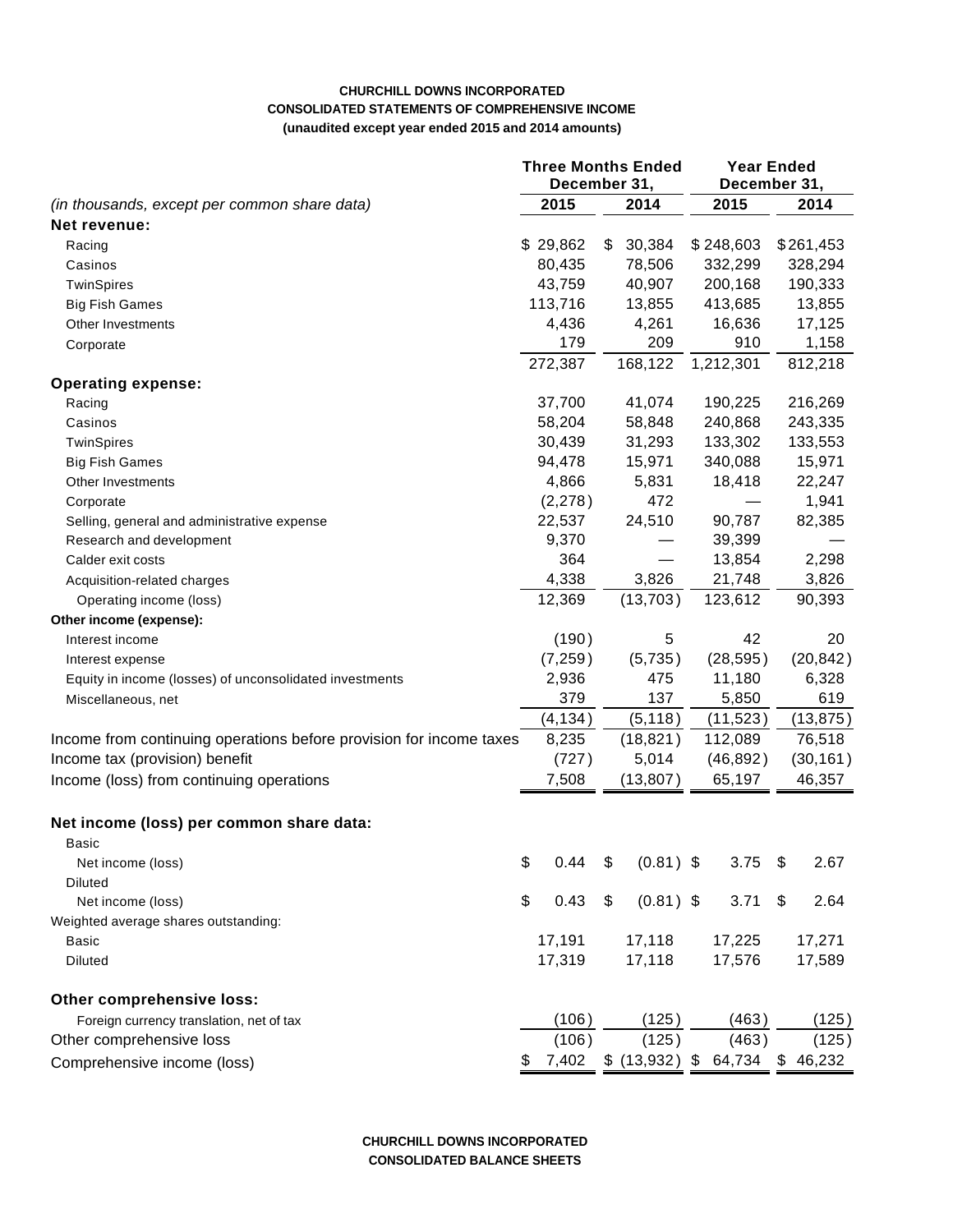**CHURCHILL DOWNS INCORPORATED**
**CONSOLIDATED STATEMENTS OF COMPREHENSIVE INCOME**
**(unaudited except year ended 2015 and 2014 amounts)**

| *(in thousands, except per common share data)* | Three Months Ended December 31, 2015 | Three Months Ended December 31, 2014 | Year Ended December 31, 2015 | Year Ended December 31, 2014 |
|---|---|---|---|---|
| **Net revenue:** | | | | |
| Racing | $ 29,862 | $ 30,384 | $ 248,603 | $ 261,453 |
| Casinos | 80,435 | 78,506 | 332,299 | 328,294 |
| TwinSpires | 43,759 | 40,907 | 200,168 | 190,333 |
| Big Fish Games | 113,716 | 13,855 | 413,685 | 13,855 |
| Other Investments | 4,436 | 4,261 | 16,636 | 17,125 |
| Corporate | 179 | 209 | 910 | 1,158 |
| | 272,387 | 168,122 | 1,212,301 | 812,218 |
| **Operating expense:** | | | | |
| Racing | 37,700 | 41,074 | 190,225 | 216,269 |
| Casinos | 58,204 | 58,848 | 240,868 | 243,335 |
| TwinSpires | 30,439 | 31,293 | 133,302 | 133,553 |
| Big Fish Games | 94,478 | 15,971 | 340,088 | 15,971 |
| Other Investments | 4,866 | 5,831 | 18,418 | 22,247 |
| Corporate | (2,278) | 472 | — | 1,941 |
| Selling, general and administrative expense | 22,537 | 24,510 | 90,787 | 82,385 |
| Research and development | 9,370 | — | 39,399 | — |
| Calder exit costs | 364 | — | 13,854 | 2,298 |
| Acquisition-related charges | 4,338 | 3,826 | 21,748 | 3,826 |
| Operating income (loss) | 12,369 | (13,703) | 123,612 | 90,393 |
| **Other income (expense):** | | | | |
| Interest income | (190) | 5 | 42 | 20 |
| Interest expense | (7,259) | (5,735) | (28,595) | (20,842) |
| Equity in income (losses) of unconsolidated investments | 2,936 | 475 | 11,180 | 6,328 |
| Miscellaneous, net | 379 | 137 | 5,850 | 619 |
| | (4,134) | (5,118) | (11,523) | (13,875) |
| Income from continuing operations before provision for income taxes | 8,235 | (18,821) | 112,089 | 76,518 |
| Income tax (provision) benefit | (727) | 5,014 | (46,892) | (30,161) |
| Income (loss) from continuing operations | 7,508 | (13,807) | 65,197 | 46,357 |
| | | | | |
| **Net income (loss) per common share data:** | | | | |
| Basic | | | | |
| Net income (loss) | $ 0.44 | $ (0.81) | $ 3.75 | $ 2.67 |
| Diluted | | | | |
| Net income (loss) | $ 0.43 | $ (0.81) | $ 3.71 | $ 2.64 |
| Weighted average shares outstanding: | | | | |
| Basic | 17,191 | 17,118 | 17,225 | 17,271 |
| Diluted | 17,319 | 17,118 | 17,576 | 17,589 |
| | | | | |
| **Other comprehensive loss:** | | | | |
| Foreign currency translation, net of tax | (106) | (125) | (463) | (125) |
| Other comprehensive loss | (106) | (125) | (463) | (125) |
| Comprehensive income (loss) | $ 7,402 | $ (13,932) | $ 64,734 | $ 46,232 |

**CHURCHILL DOWNS INCORPORATED**
**CONSOLIDATED BALANCE SHEETS**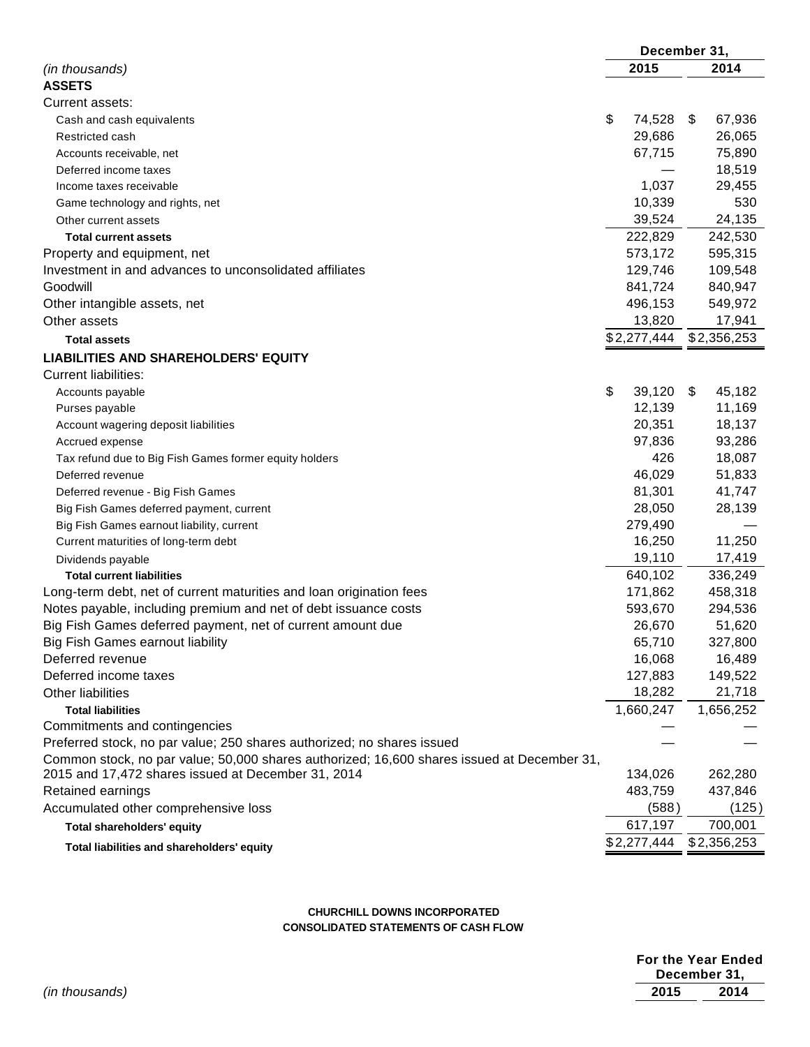| (in thousands) | December 31, 2015 | December 31, 2014 |
|---|---|---|
| **ASSETS** | | |
| Current assets: | | |
| Cash and cash equivalents | $ 74,528 | $ 67,936 |
| Restricted cash | 29,686 | 26,065 |
| Accounts receivable, net | 67,715 | 75,890 |
| Deferred income taxes | — | 18,519 |
| Income taxes receivable | 1,037 | 29,455 |
| Game technology and rights, net | 10,339 | 530 |
| Other current assets | 39,524 | 24,135 |
| **Total current assets** | 222,829 | 242,530 |
| Property and equipment, net | 573,172 | 595,315 |
| Investment in and advances to unconsolidated affiliates | 129,746 | 109,548 |
| Goodwill | 841,724 | 840,947 |
| Other intangible assets, net | 496,153 | 549,972 |
| Other assets | 13,820 | 17,941 |
| **Total assets** | $2,277,444 | $2,356,253 |
| **LIABILITIES AND SHAREHOLDERS' EQUITY** | | |
| Current liabilities: | | |
| Accounts payable | $ 39,120 | $ 45,182 |
| Purses payable | 12,139 | 11,169 |
| Account wagering deposit liabilities | 20,351 | 18,137 |
| Accrued expense | 97,836 | 93,286 |
| Tax refund due to Big Fish Games former equity holders | 426 | 18,087 |
| Deferred revenue | 46,029 | 51,833 |
| Deferred revenue - Big Fish Games | 81,301 | 41,747 |
| Big Fish Games deferred payment, current | 28,050 | 28,139 |
| Big Fish Games earnout liability, current | 279,490 | — |
| Current maturities of long-term debt | 16,250 | 11,250 |
| Dividends payable | 19,110 | 17,419 |
| **Total current liabilities** | 640,102 | 336,249 |
| Long-term debt, net of current maturities and loan origination fees | 171,862 | 458,318 |
| Notes payable, including premium and net of debt issuance costs | 593,670 | 294,536 |
| Big Fish Games deferred payment, net of current amount due | 26,670 | 51,620 |
| Big Fish Games earnout liability | 65,710 | 327,800 |
| Deferred revenue | 16,068 | 16,489 |
| Deferred income taxes | 127,883 | 149,522 |
| Other liabilities | 18,282 | 21,718 |
| **Total liabilities** | 1,660,247 | 1,656,252 |
| Commitments and contingencies | — | — |
| Preferred stock, no par value; 250 shares authorized; no shares issued | — | — |
| Common stock, no par value; 50,000 shares authorized; 16,600 shares issued at December 31, 2015 and 17,472 shares issued at December 31, 2014 | 134,026 | 262,280 |
| Retained earnings | 483,759 | 437,846 |
| Accumulated other comprehensive loss | (588) | (125) |
| **Total shareholders' equity** | 617,197 | 700,001 |
| **Total liabilities and shareholders' equity** | $2,277,444 | $2,356,253 |

**CHURCHILL DOWNS INCORPORATED**
**CONSOLIDATED STATEMENTS OF CASH FLOW**

| (in thousands) | For the Year Ended December 31, 2015 | For the Year Ended December 31, 2014 |
|---|---|---|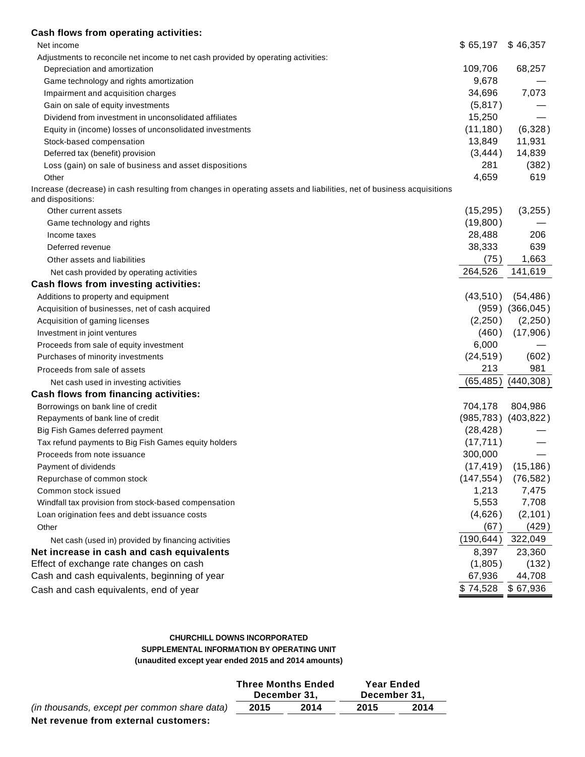| | 2015 | 2014 |
|---|---|---|
| **Cash flows from operating activities:** | | |
| Net income | $ 65,197 | $ 46,357 |
| Adjustments to reconcile net income to net cash provided by operating activities: | | |
| Depreciation and amortization | 109,706 | 68,257 |
| Game technology and rights amortization | 9,678 | — |
| Impairment and acquisition charges | 34,696 | 7,073 |
| Gain on sale of equity investments | (5,817) | — |
| Dividend from investment in unconsolidated affiliates | 15,250 | — |
| Equity in (income) losses of unconsolidated investments | (11,180) | (6,328) |
| Stock-based compensation | 13,849 | 11,931 |
| Deferred tax (benefit) provision | (3,444) | 14,839 |
| Loss (gain) on sale of business and asset dispositions | 281 | (382) |
| Other | 4,659 | 619 |
| Increase (decrease) in cash resulting from changes in operating assets and liabilities, net of business acquisitions and dispositions: | | |
| Other current assets | (15,295) | (3,255) |
| Game technology and rights | (19,800) | — |
| Income taxes | 28,488 | 206 |
| Deferred revenue | 38,333 | 639 |
| Other assets and liabilities | (75) | 1,663 |
| Net cash provided by operating activities | 264,526 | 141,619 |
| **Cash flows from investing activities:** | | |
| Additions to property and equipment | (43,510) | (54,486) |
| Acquisition of businesses, net of cash acquired | (959) | (366,045) |
| Acquisition of gaming licenses | (2,250) | (2,250) |
| Investment in joint ventures | (460) | (17,906) |
| Proceeds from sale of equity investment | 6,000 | — |
| Purchases of minority investments | (24,519) | (602) |
| Proceeds from sale of assets | 213 | 981 |
| Net cash used in investing activities | (65,485) | (440,308) |
| **Cash flows from financing activities:** | | |
| Borrowings on bank line of credit | 704,178 | 804,986 |
| Repayments of bank line of credit | (985,783) | (403,822) |
| Big Fish Games deferred payment | (28,428) | — |
| Tax refund payments to Big Fish Games equity holders | (17,711) | — |
| Proceeds from note issuance | 300,000 | — |
| Payment of dividends | (17,419) | (15,186) |
| Repurchase of common stock | (147,554) | (76,582) |
| Common stock issued | 1,213 | 7,475 |
| Windfall tax provision from stock-based compensation | 5,553 | 7,708 |
| Loan origination fees and debt issuance costs | (4,626) | (2,101) |
| Other | (67) | (429) |
| Net cash (used in) provided by financing activities | (190,644) | 322,049 |
| **Net increase in cash and cash equivalents** | 8,397 | 23,360 |
| Effect of exchange rate changes on cash | (1,805) | (132) |
| Cash and cash equivalents, beginning of year | 67,936 | 44,708 |
| Cash and cash equivalents, end of year | $ 74,528 | $ 67,936 |

**CHURCHILL DOWNS INCORPORATED**
**SUPPLEMENTAL INFORMATION BY OPERATING UNIT**
**(unaudited except year ended 2015 and 2014 amounts)**

| | Three Months Ended December 31, | | Year Ended December 31, | |
|---|---|---|---|---|
| *(in thousands, except per common share data)* | **2015** | **2014** | **2015** | **2014** |
| **Net revenue from external customers:** | | | | |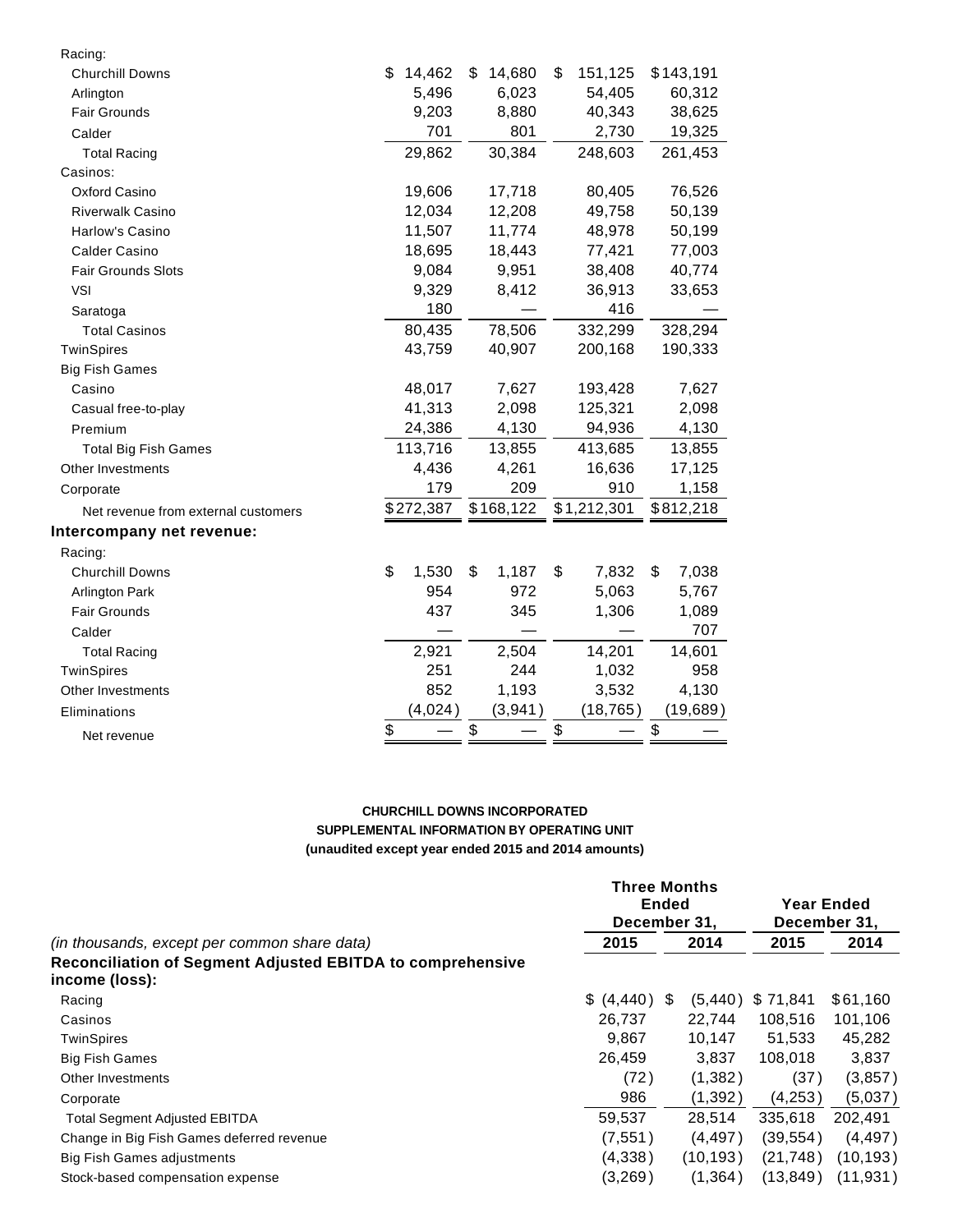| | | | | |
|---|---|---|---|---|
| Racing: | | | | |
| Churchill Downs | $ 14,462 | $ 14,680 | $ 151,125 | $143,191 |
| Arlington | 5,496 | 6,023 | 54,405 | 60,312 |
| Fair Grounds | 9,203 | 8,880 | 40,343 | 38,625 |
| Calder | 701 | 801 | 2,730 | 19,325 |
| Total Racing | 29,862 | 30,384 | 248,603 | 261,453 |
| Casinos: | | | | |
| Oxford Casino | 19,606 | 17,718 | 80,405 | 76,526 |
| Riverwalk Casino | 12,034 | 12,208 | 49,758 | 50,139 |
| Harlow's Casino | 11,507 | 11,774 | 48,978 | 50,199 |
| Calder Casino | 18,695 | 18,443 | 77,421 | 77,003 |
| Fair Grounds Slots | 9,084 | 9,951 | 38,408 | 40,774 |
| VSI | 9,329 | 8,412 | 36,913 | 33,653 |
| Saratoga | 180 | — | 416 | — |
| Total Casinos | 80,435 | 78,506 | 332,299 | 328,294 |
| TwinSpires | 43,759 | 40,907 | 200,168 | 190,333 |
| Big Fish Games | | | | |
| Casino | 48,017 | 7,627 | 193,428 | 7,627 |
| Casual free-to-play | 41,313 | 2,098 | 125,321 | 2,098 |
| Premium | 24,386 | 4,130 | 94,936 | 4,130 |
| Total Big Fish Games | 113,716 | 13,855 | 413,685 | 13,855 |
| Other Investments | 4,436 | 4,261 | 16,636 | 17,125 |
| Corporate | 179 | 209 | 910 | 1,158 |
| Net revenue from external customers | $272,387 | $168,122 | $1,212,301 | $812,218 |
| **Intercompany net revenue:** | | | | |
| Racing: | | | | |
| Churchill Downs | $ 1,530 | $ 1,187 | $ 7,832 | $ 7,038 |
| Arlington Park | 954 | 972 | 5,063 | 5,767 |
| Fair Grounds | 437 | 345 | 1,306 | 1,089 |
| Calder | — | — | — | 707 |
| Total Racing | 2,921 | 2,504 | 14,201 | 14,601 |
| TwinSpires | 251 | 244 | 1,032 | 958 |
| Other Investments | 852 | 1,193 | 3,532 | 4,130 |
| Eliminations | (4,024) | (3,941) | (18,765) | (19,689) |
| Net revenue | $ — | $ — | $ — | $ — |

**CHURCHILL DOWNS INCORPORATED**
**SUPPLEMENTAL INFORMATION BY OPERATING UNIT**
**(unaudited except year ended 2015 and 2014 amounts)**

| | Three Months Ended December 31, | | Year Ended December 31, | |
|---|---|---|---|---|
| *(in thousands, except per common share data)* | **2015** | **2014** | **2015** | **2014** |
| **Reconciliation of Segment Adjusted EBITDA to comprehensive income (loss):** | | | | |
| Racing | $ (4,440) | $ (5,440) | $ 71,841 | $61,160 |
| Casinos | 26,737 | 22,744 | 108,516 | 101,106 |
| TwinSpires | 9,867 | 10,147 | 51,533 | 45,282 |
| Big Fish Games | 26,459 | 3,837 | 108,018 | 3,837 |
| Other Investments | (72) | (1,382) | (37) | (3,857) |
| Corporate | 986 | (1,392) | (4,253) | (5,037) |
| Total Segment Adjusted EBITDA | 59,537 | 28,514 | 335,618 | 202,491 |
| Change in Big Fish Games deferred revenue | (7,551) | (4,497) | (39,554) | (4,497) |
| Big Fish Games adjustments | (4,338) | (10,193) | (21,748) | (10,193) |
| Stock-based compensation expense | (3,269) | (1,364) | (13,849) | (11,931) |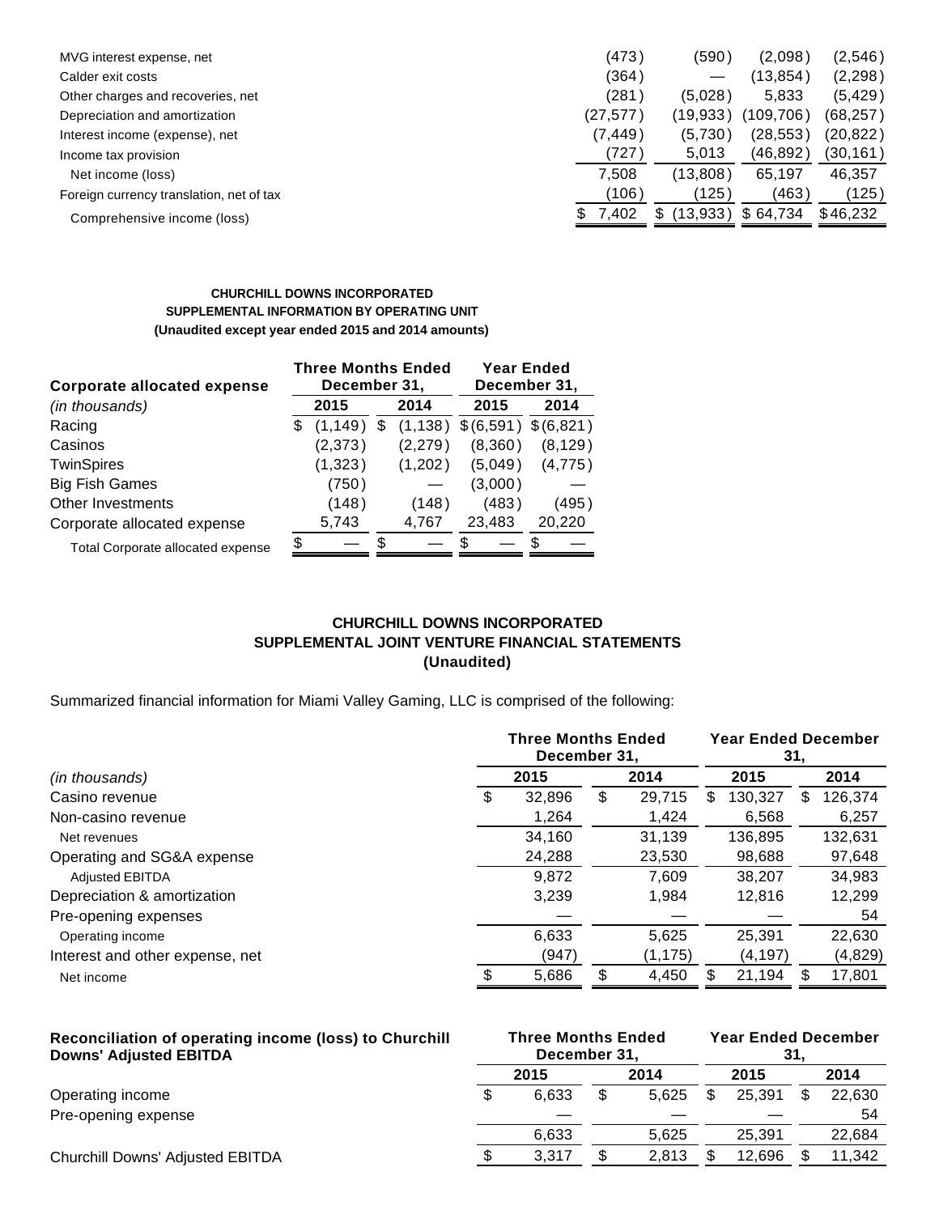| | | | | |
|---|---|---|---|---|
| MVG interest expense, net | (473) | (590) | (2,098) | (2,546) |
| Calder exit costs | (364) | — | (13,854) | (2,298) |
| Other charges and recoveries, net | (281) | (5,028) | 5,833 | (5,429) |
| Depreciation and amortization | (27,577) | (19,933) | (109,706) | (68,257) |
| Interest income (expense), net | (7,449) | (5,730) | (28,553) | (20,822) |
| Income tax provision | (727) | 5,013 | (46,892) | (30,161) |
| Net income (loss) | 7,508 | (13,808) | 65,197 | 46,357 |
| Foreign currency translation, net of tax | (106) | (125) | (463) | (125) |
| Comprehensive income (loss) | $ 7,402 | $ (13,933) | $ 64,734 | $ 46,232 |

**CHURCHILL DOWNS INCORPORATED**
**SUPPLEMENTAL INFORMATION BY OPERATING UNIT**
**(Unaudited except year ended 2015 and 2014 amounts)**

| **Corporate allocated expense** | **Three Months Ended December 31,** | | **Year Ended December 31,** | |
|---|---|---|---|---|
| *(in thousands)* | **2015** | **2014** | **2015** | **2014** |
| Racing | $ (1,149) | $ (1,138) | $ (6,591) | $ (6,821) |
| Casinos | (2,373) | (2,279) | (8,360) | (8,129) |
| TwinSpires | (1,323) | (1,202) | (5,049) | (4,775) |
| Big Fish Games | (750) | — | (3,000) | — |
| Other Investments | (148) | (148) | (483) | (495) |
| Corporate allocated expense | 5,743 | 4,767 | 23,483 | 20,220 |
| Total Corporate allocated expense | $ — | $ — | $ — | $ — |

**CHURCHILL DOWNS INCORPORATED**
**SUPPLEMENTAL JOINT VENTURE FINANCIAL STATEMENTS**
**(Unaudited)**

Summarized financial information for Miami Valley Gaming, LLC is comprised of the following:

| | **Three Months Ended December 31,** | | **Year Ended December 31,** | |
|---|---|---|---|---|
| *(in thousands)* | **2015** | **2014** | **2015** | **2014** |
| Casino revenue | $ 32,896 | $ 29,715 | $ 130,327 | $ 126,374 |
| Non-casino revenue | 1,264 | 1,424 | 6,568 | 6,257 |
| Net revenues | 34,160 | 31,139 | 136,895 | 132,631 |
| Operating and SG&A expense | 24,288 | 23,530 | 98,688 | 97,648 |
| Adjusted EBITDA | 9,872 | 7,609 | 38,207 | 34,983 |
| Depreciation & amortization | 3,239 | 1,984 | 12,816 | 12,299 |
| Pre-opening expenses | — | — | — | 54 |
| Operating income | 6,633 | 5,625 | 25,391 | 22,630 |
| Interest and other expense, net | (947) | (1,175) | (4,197) | (4,829) |
| Net income | $ 5,686 | $ 4,450 | $ 21,194 | $ 17,801 |

| **Reconciliation of operating income (loss) to Churchill Downs' Adjusted EBITDA** | **Three Months Ended December 31,** | | **Year Ended December 31,** | |
|---|---|---|---|---|
| | **2015** | **2014** | **2015** | **2014** |
| Operating income | $ 6,633 | $ 5,625 | $ 25,391 | $ 22,630 |
| Pre-opening expense | — | — | — | 54 |
| | 6,633 | 5,625 | 25,391 | 22,684 |
| Churchill Downs' Adjusted EBITDA | $ 3,317 | $ 2,813 | $ 12,696 | $ 11,342 |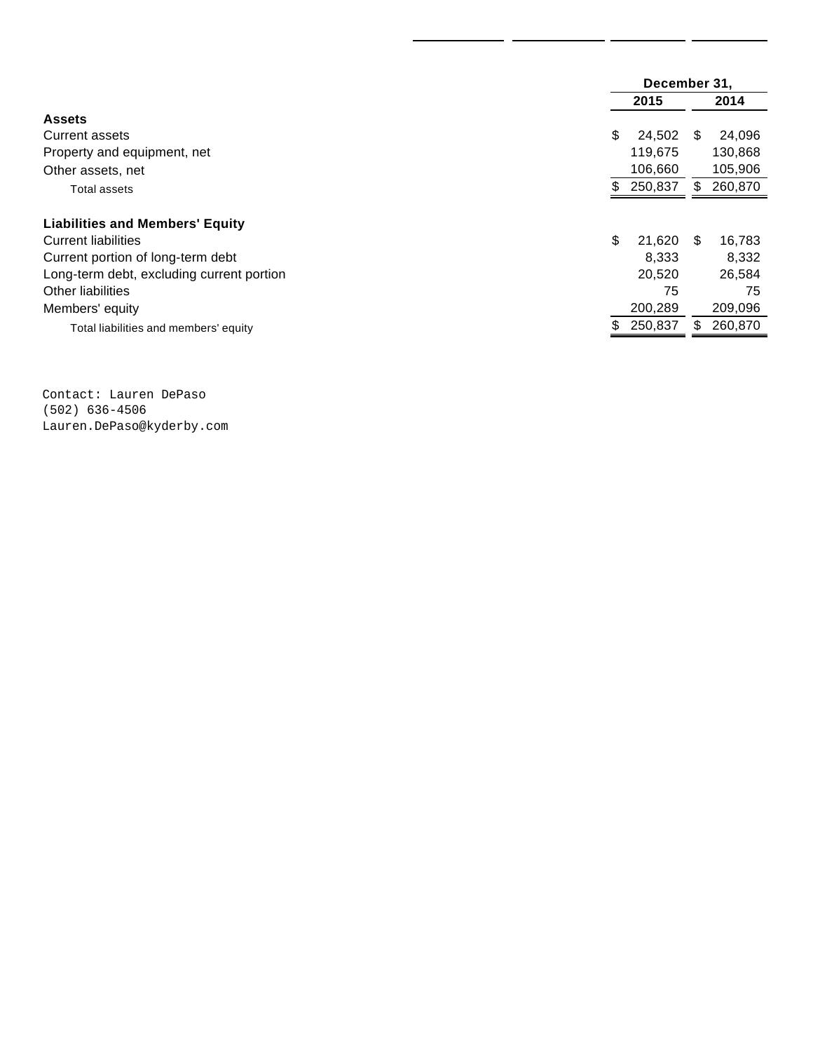| | December 31, | |
|---|---|---|
| | 2015 | 2014 |
| **Assets** | | |
| Current assets | $ 24,502 | $ 24,096 |
| Property and equipment, net | 119,675 | 130,868 |
| Other assets, net | 106,660 | 105,906 |
| Total assets | $ 250,837 | $ 260,870 |
| **Liabilities and Members' Equity** | | |
| Current liabilities | $ 21,620 | $ 16,783 |
| Current portion of long-term debt | 8,333 | 8,332 |
| Long-term debt, excluding current portion | 20,520 | 26,584 |
| Other liabilities | 75 | 75 |
| Members' equity | 200,289 | 209,096 |
| Total liabilities and members' equity | $ 250,837 | $ 260,870 |

Contact: Lauren DePaso
(502) 636-4506
Lauren.DePaso@kyderby.com